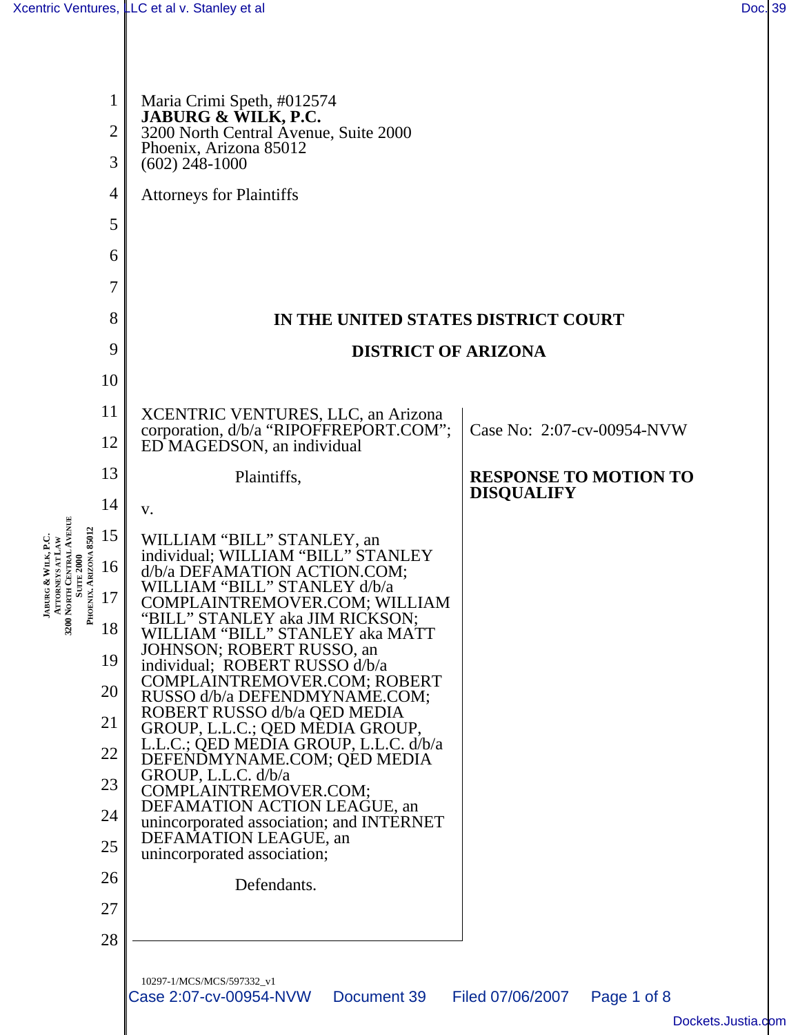Maria Crimi Speth, #012574
**JABURG & WILK, P.C.**
3200 North Central Avenue, Suite 2000
Phoenix, Arizona 85012
(602) 248-1000

Attorneys for Plaintiffs

**IN THE UNITED STATES DISTRICT COURT**

**DISTRICT OF ARIZONA**

XCENTRIC VENTURES, LLC, an Arizona corporation, d/b/a "RIPOFFREPORT.COM"; ED MAGEDSON, an individual

Plaintiffs,

v.

WILLIAM "BILL" STANLEY, an individual; WILLIAM "BILL" STANLEY d/b/a DEFAMATION ACTION.COM; WILLIAM "BILL" STANLEY d/b/a COMPLAINTREMOVER.COM; WILLIAM "BILL" STANLEY aka JIM RICKSON; WILLIAM "BILL" STANLEY aka MATT JOHNSON; ROBERT RUSSO, an individual; ROBERT RUSSO d/b/a COMPLAINTREMOVER.COM; ROBERT RUSSO d/b/a DEFENDMYNAME.COM; ROBERT RUSSO d/b/a QED MEDIA GROUP, L.L.C.; QED MEDIA GROUP, L.L.C.; QED MEDIA GROUP, L.L.C. d/b/a DEFENDMYNAME.COM; QED MEDIA GROUP, L.L.C. d/b/a COMPLAINTREMOVER.COM; DEFAMATION ACTION LEAGUE, an unincorporated association; and INTERNET DEFAMATION LEAGUE, an unincorporated association;

Defendants.

Case No: 2:07-cv-00954-NVW

**RESPONSE TO MOTION TO DISQUALIFY**

10297-1/MCS/MCS/597332_v1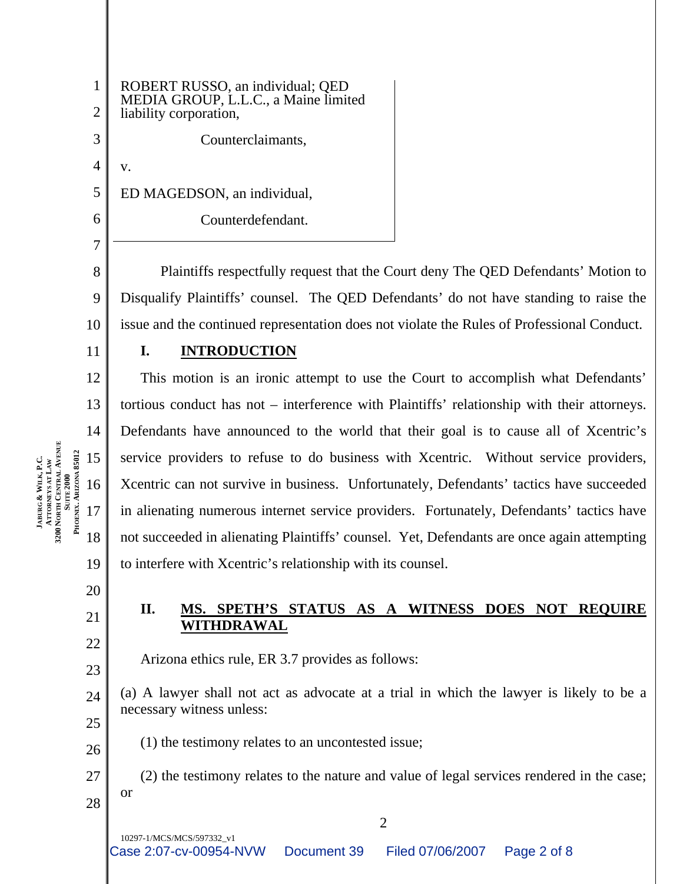ROBERT RUSSO, an individual; QED MEDIA GROUP, L.L.C., a Maine limited liability corporation,

Counterclaimants,

v.

ED MAGEDSON, an individual,

Counterdefendant.

Plaintiffs respectfully request that the Court deny The QED Defendants' Motion to Disqualify Plaintiffs' counsel. The QED Defendants' do not have standing to raise the issue and the continued representation does not violate the Rules of Professional Conduct.

## I. INTRODUCTION

This motion is an ironic attempt to use the Court to accomplish what Defendants' tortious conduct has not – interference with Plaintiffs' relationship with their attorneys. Defendants have announced to the world that their goal is to cause all of Xcentric's service providers to refuse to do business with Xcentric. Without service providers, Xcentric can not survive in business. Unfortunately, Defendants' tactics have succeeded in alienating numerous internet service providers. Fortunately, Defendants' tactics have not succeeded in alienating Plaintiffs' counsel. Yet, Defendants are once again attempting to interfere with Xcentric's relationship with its counsel.

## II. MS. SPETH'S STATUS AS A WITNESS DOES NOT REQUIRE WITHDRAWAL

Arizona ethics rule, ER 3.7 provides as follows:

(a) A lawyer shall not act as advocate at a trial in which the lawyer is likely to be a necessary witness unless:

(1) the testimony relates to an uncontested issue;

(2) the testimony relates to the nature and value of legal services rendered in the case; or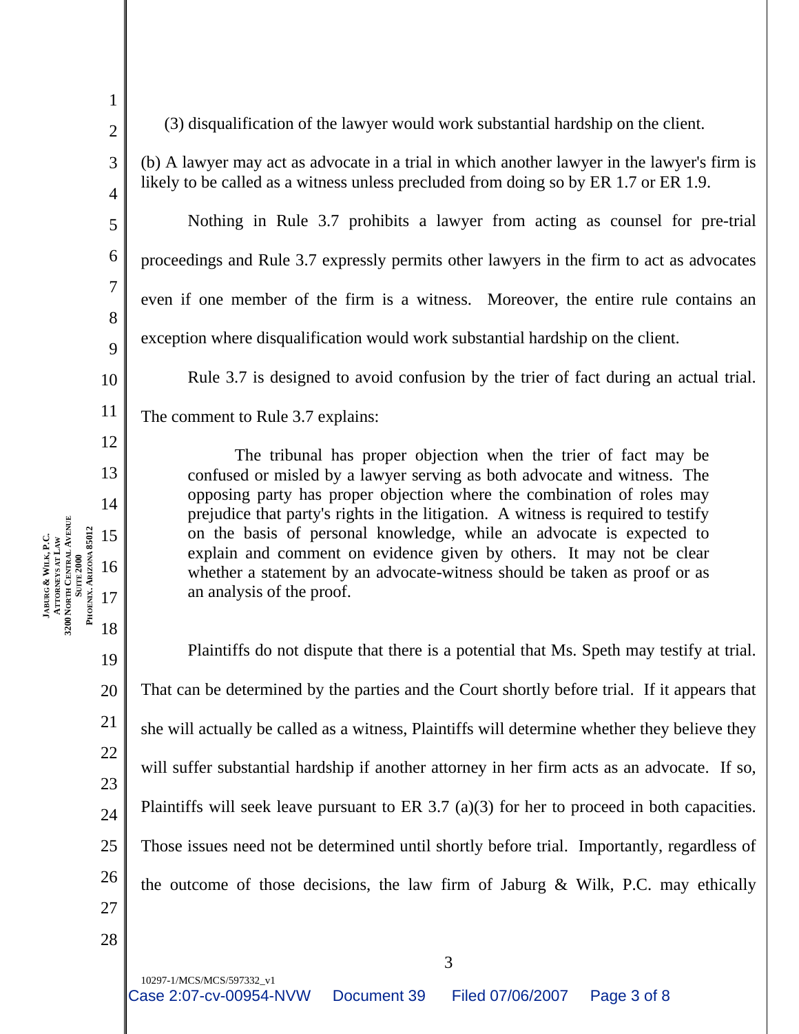(3) disqualification of the lawyer would work substantial hardship on the client.

(b) A lawyer may act as advocate in a trial in which another lawyer in the lawyer's firm is likely to be called as a witness unless precluded from doing so by ER 1.7 or ER 1.9.

Nothing in Rule 3.7 prohibits a lawyer from acting as counsel for pre-trial proceedings and Rule 3.7 expressly permits other lawyers in the firm to act as advocates even if one member of the firm is a witness. Moreover, the entire rule contains an exception where disqualification would work substantial hardship on the client.

Rule 3.7 is designed to avoid confusion by the trier of fact during an actual trial. The comment to Rule 3.7 explains:

> The tribunal has proper objection when the trier of fact may be confused or misled by a lawyer serving as both advocate and witness. The opposing party has proper objection where the combination of roles may prejudice that party's rights in the litigation. A witness is required to testify on the basis of personal knowledge, while an advocate is expected to explain and comment on evidence given by others. It may not be clear whether a statement by an advocate-witness should be taken as proof or as an analysis of the proof.

Plaintiffs do not dispute that there is a potential that Ms. Speth may testify at trial. That can be determined by the parties and the Court shortly before trial. If it appears that she will actually be called as a witness, Plaintiffs will determine whether they believe they will suffer substantial hardship if another attorney in her firm acts as an advocate. If so, Plaintiffs will seek leave pursuant to ER 3.7 (a)(3) for her to proceed in both capacities. Those issues need not be determined until shortly before trial. Importantly, regardless of the outcome of those decisions, the law firm of Jaburg & Wilk, P.C. may ethically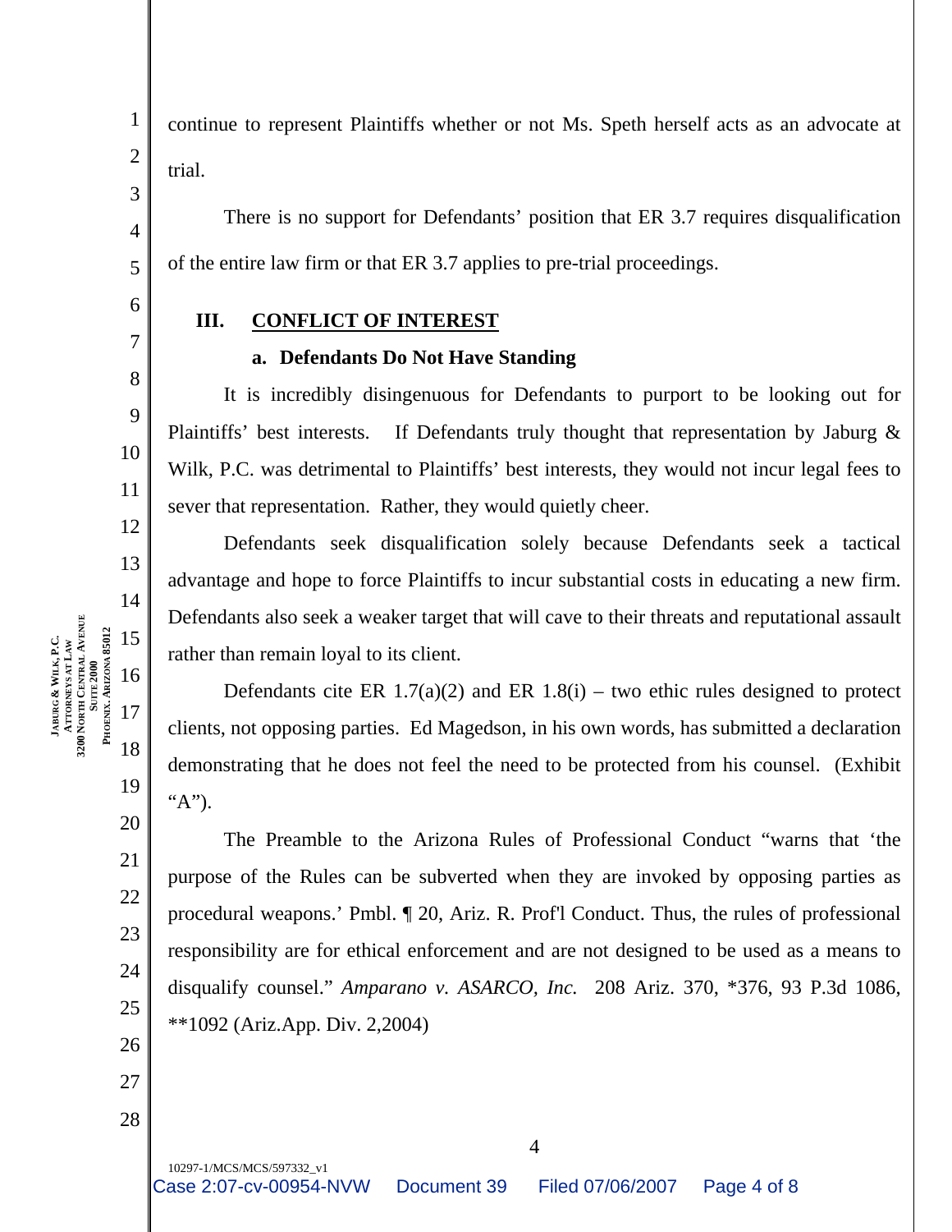continue to represent Plaintiffs whether or not Ms. Speth herself acts as an advocate at trial.

There is no support for Defendants' position that ER 3.7 requires disqualification of the entire law firm or that ER 3.7 applies to pre-trial proceedings.

## III. CONFLICT OF INTEREST

### a. Defendants Do Not Have Standing

It is incredibly disingenuous for Defendants to purport to be looking out for Plaintiffs' best interests. If Defendants truly thought that representation by Jaburg & Wilk, P.C. was detrimental to Plaintiffs' best interests, they would not incur legal fees to sever that representation. Rather, they would quietly cheer.

Defendants seek disqualification solely because Defendants seek a tactical advantage and hope to force Plaintiffs to incur substantial costs in educating a new firm. Defendants also seek a weaker target that will cave to their threats and reputational assault rather than remain loyal to its client.

Defendants cite ER 1.7(a)(2) and ER 1.8(i) – two ethic rules designed to protect clients, not opposing parties. Ed Magedson, in his own words, has submitted a declaration demonstrating that he does not feel the need to be protected from his counsel. (Exhibit "A").

The Preamble to the Arizona Rules of Professional Conduct "warns that 'the purpose of the Rules can be subverted when they are invoked by opposing parties as procedural weapons.' Pmbl. ¶ 20, Ariz. R. Prof'l Conduct. Thus, the rules of professional responsibility are for ethical enforcement and are not designed to be used as a means to disqualify counsel." *Amparano v. ASARCO, Inc.* 208 Ariz. 370, *376, 93 P.3d 1086, **1092 (Ariz.App. Div. 2,2004)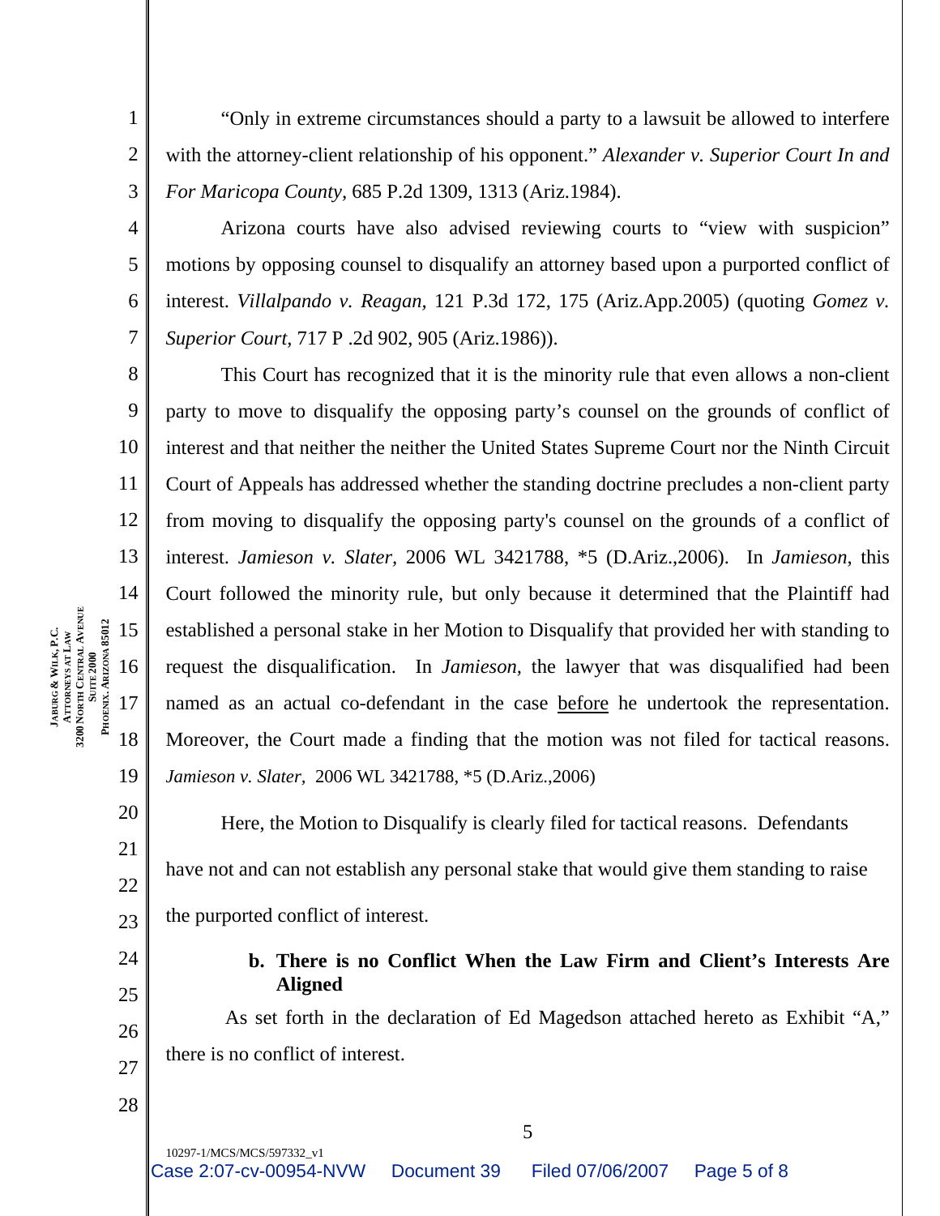"Only in extreme circumstances should a party to a lawsuit be allowed to interfere with the attorney-client relationship of his opponent." *Alexander v. Superior Court In and For Maricopa County,* 685 P.2d 1309, 1313 (Ariz.1984).

Arizona courts have also advised reviewing courts to "view with suspicion" motions by opposing counsel to disqualify an attorney based upon a purported conflict of interest. *Villalpando v. Reagan,* 121 P.3d 172, 175 (Ariz.App.2005) (quoting *Gomez v. Superior Court,* 717 P .2d 902, 905 (Ariz.1986)).

This Court has recognized that it is the minority rule that even allows a non-client party to move to disqualify the opposing party's counsel on the grounds of conflict of interest and that neither the neither the United States Supreme Court nor the Ninth Circuit Court of Appeals has addressed whether the standing doctrine precludes a non-client party from moving to disqualify the opposing party's counsel on the grounds of a conflict of interest. *Jamieson v. Slater,* 2006 WL 3421788, *5 (D.Ariz.,2006). In *Jamieson*, this Court followed the minority rule, but only because it determined that the Plaintiff had established a personal stake in her Motion to Disqualify that provided her with standing to request the disqualification. In *Jamieson,* the lawyer that was disqualified had been named as an actual co-defendant in the case <u>before</u> he undertook the representation. Moreover, the Court made a finding that the motion was not filed for tactical reasons. *Jamieson v. Slater,* 2006 WL 3421788, *5 (D.Ariz.,2006)

Here, the Motion to Disqualify is clearly filed for tactical reasons. Defendants have not and can not establish any personal stake that would give them standing to raise the purported conflict of interest.

**b. There is no Conflict When the Law Firm and Client's Interests Are Aligned**

As set forth in the declaration of Ed Magedson attached hereto as Exhibit "A," there is no conflict of interest.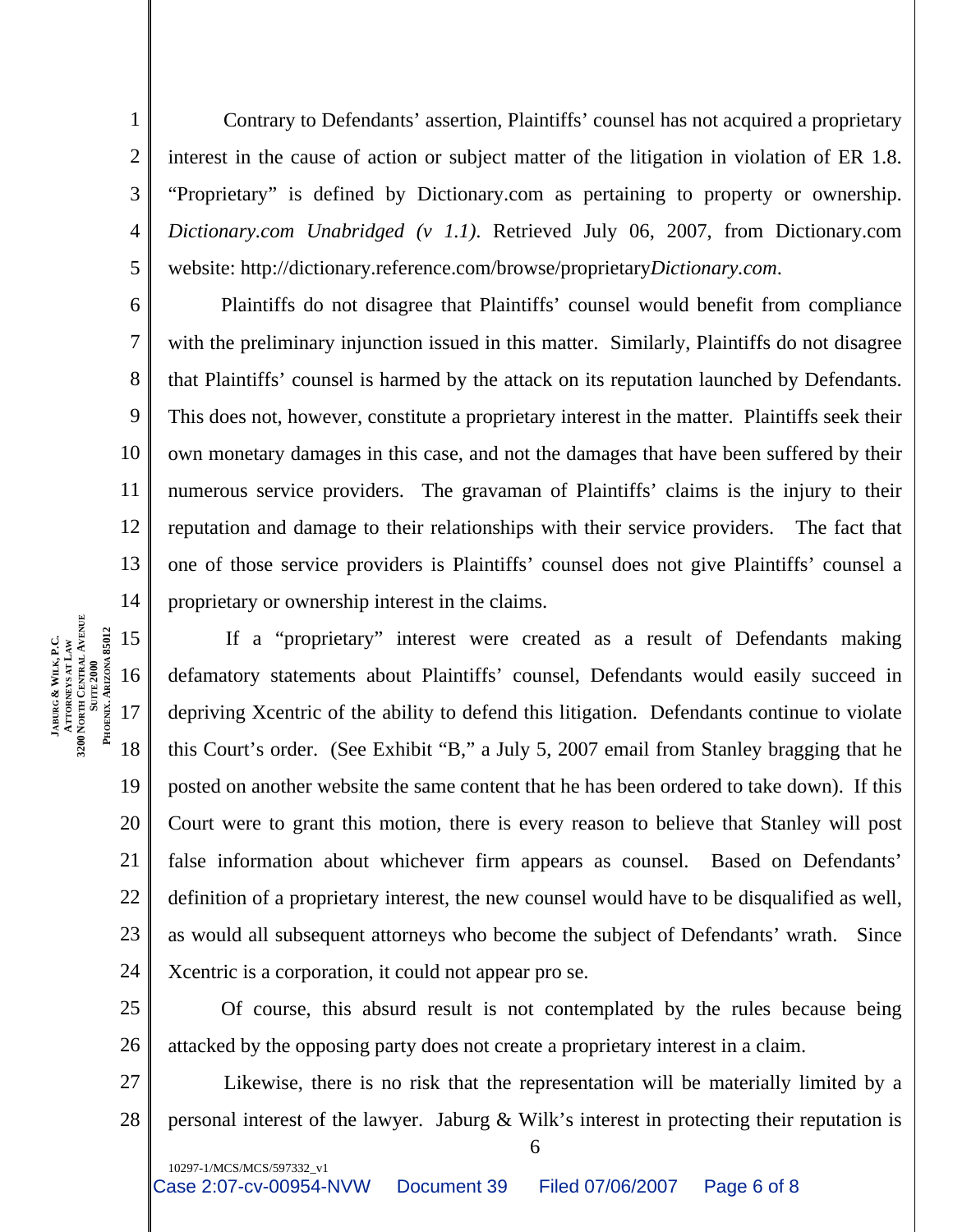Contrary to Defendants' assertion, Plaintiffs' counsel has not acquired a proprietary interest in the cause of action or subject matter of the litigation in violation of ER 1.8. "Proprietary" is defined by Dictionary.com as pertaining to property or ownership. *Dictionary.com Unabridged (v 1.1)*. Retrieved July 06, 2007, from Dictionary.com website: http://dictionary.reference.com/browse/proprietary*Dictionary.com*.

Plaintiffs do not disagree that Plaintiffs' counsel would benefit from compliance with the preliminary injunction issued in this matter. Similarly, Plaintiffs do not disagree that Plaintiffs' counsel is harmed by the attack on its reputation launched by Defendants. This does not, however, constitute a proprietary interest in the matter. Plaintiffs seek their own monetary damages in this case, and not the damages that have been suffered by their numerous service providers. The gravaman of Plaintiffs' claims is the injury to their reputation and damage to their relationships with their service providers. The fact that one of those service providers is Plaintiffs' counsel does not give Plaintiffs' counsel a proprietary or ownership interest in the claims.

If a "proprietary" interest were created as a result of Defendants making defamatory statements about Plaintiffs' counsel, Defendants would easily succeed in depriving Xcentric of the ability to defend this litigation. Defendants continue to violate this Court's order. (See Exhibit "B," a July 5, 2007 email from Stanley bragging that he posted on another website the same content that he has been ordered to take down). If this Court were to grant this motion, there is every reason to believe that Stanley will post false information about whichever firm appears as counsel. Based on Defendants' definition of a proprietary interest, the new counsel would have to be disqualified as well, as would all subsequent attorneys who become the subject of Defendants' wrath. Since Xcentric is a corporation, it could not appear pro se.

Of course, this absurd result is not contemplated by the rules because being attacked by the opposing party does not create a proprietary interest in a claim.

Likewise, there is no risk that the representation will be materially limited by a personal interest of the lawyer. Jaburg & Wilk's interest in protecting their reputation is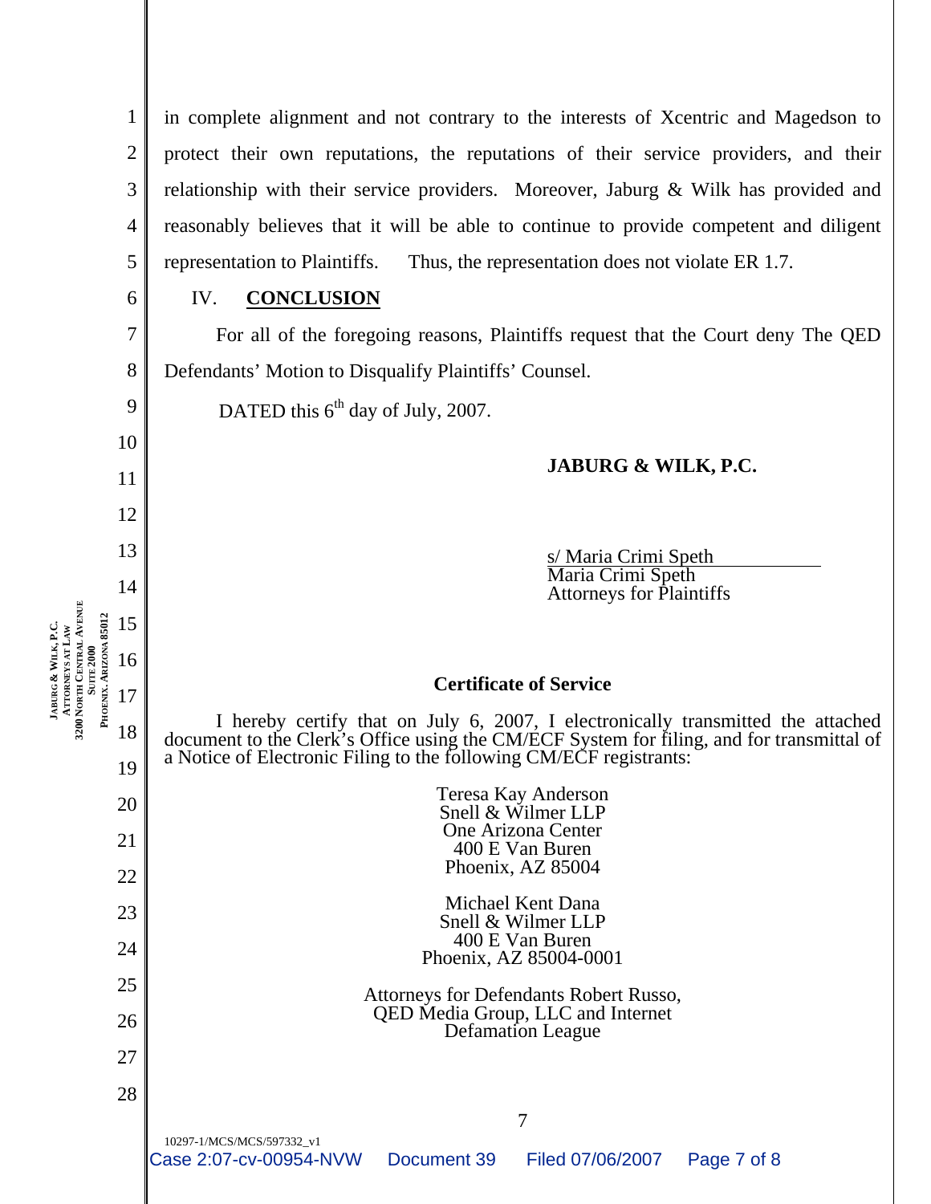in complete alignment and not contrary to the interests of Xcentric and Magedson to protect their own reputations, the reputations of their service providers, and their relationship with their service providers. Moreover, Jaburg & Wilk has provided and reasonably believes that it will be able to continue to provide competent and diligent representation to Plaintiffs. Thus, the representation does not violate ER 1.7.

## IV. CONCLUSION

For all of the foregoing reasons, Plaintiffs request that the Court deny The QED Defendants' Motion to Disqualify Plaintiffs' Counsel.

DATED this 6th day of July, 2007.

**JABURG & WILK, P.C.**

s/ Maria Crimi Speth
Maria Crimi Speth
Attorneys for Plaintiffs

**Certificate of Service**

I hereby certify that on July 6, 2007, I electronically transmitted the attached document to the Clerk's Office using the CM/ECF System for filing, and for transmittal of a Notice of Electronic Filing to the following CM/ECF registrants:

Teresa Kay Anderson
Snell & Wilmer LLP
One Arizona Center
400 E Van Buren
Phoenix, AZ 85004

Michael Kent Dana
Snell & Wilmer LLP
400 E Van Buren
Phoenix, AZ 85004-0001

Attorneys for Defendants Robert Russo, QED Media Group, LLC and Internet Defamation League

10297-1/MCS/MCS/597332_v1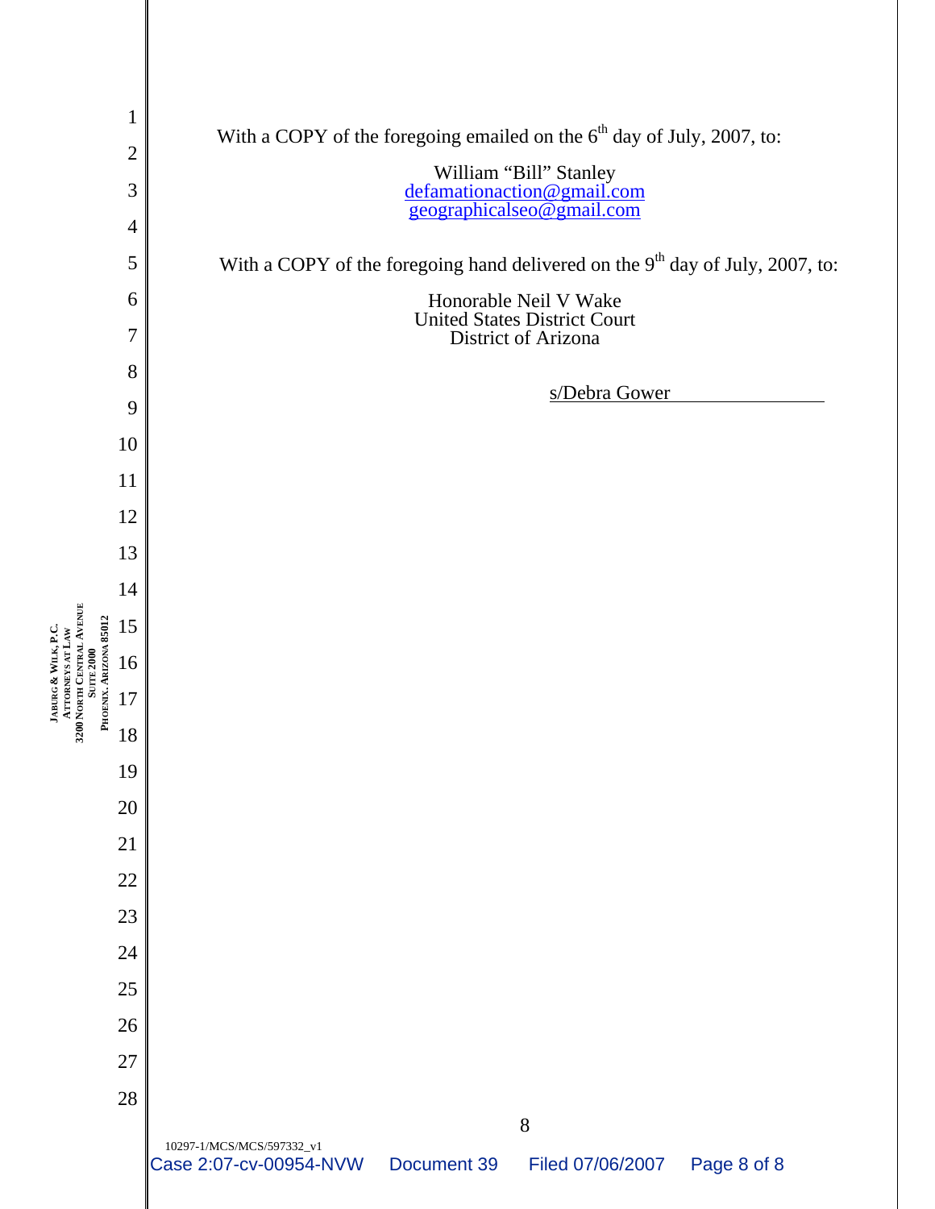With a COPY of the foregoing emailed on the 6th day of July, 2007, to:

William "Bill" Stanley
defamationaction@gmail.com
geographicalseo@gmail.com

With a COPY of the foregoing hand delivered on the 9th day of July, 2007, to:

Honorable Neil V Wake
United States District Court
District of Arizona

s/Debra Gower

10297-1/MCS/MCS/597332_v1